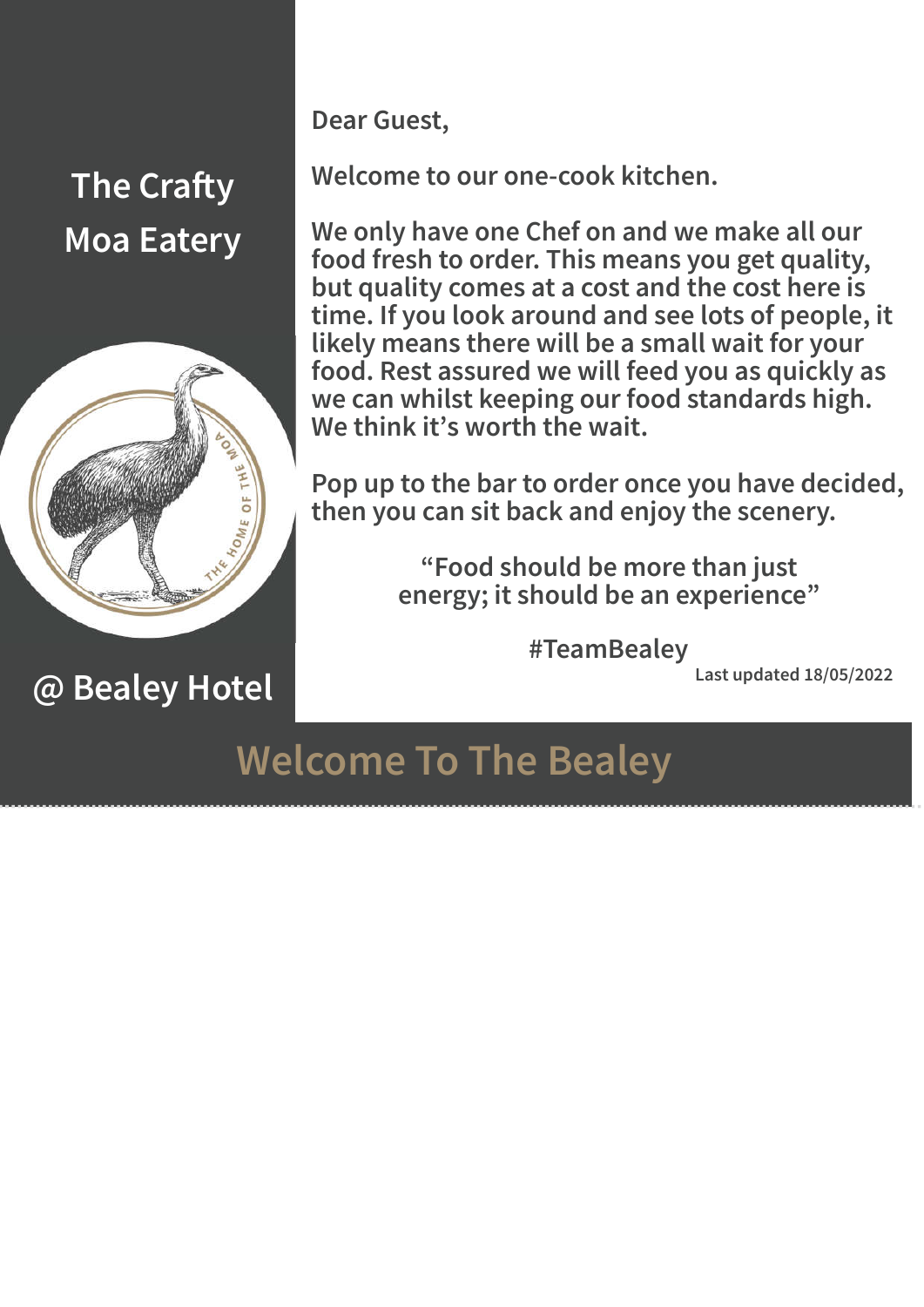# The Crafty Moa Eatery

THE HOME OF THE MOA

## @ Bealey Hotel

**Dear Guest,**

**Welcome to our one-cook kitchen.**

**We only have one Chef on and we make all our food fresh to order. This means you get quality, but quality comes at a cost and the cost here is time. If you look around and see lots of people, it likely means there will be a small wait for your food. Rest assured we will feed you as quickly as we can whilst keeping our food standards high. We think it's worth the wait.**

**Pop up to the bar to order once you have decided, then you can sit back and enjoy the scenery.**

**"Food should be more than just energy; it should be an experience"**

**#TeamBealey**

Last updated 18/05/2022

# Welcome To The Bealey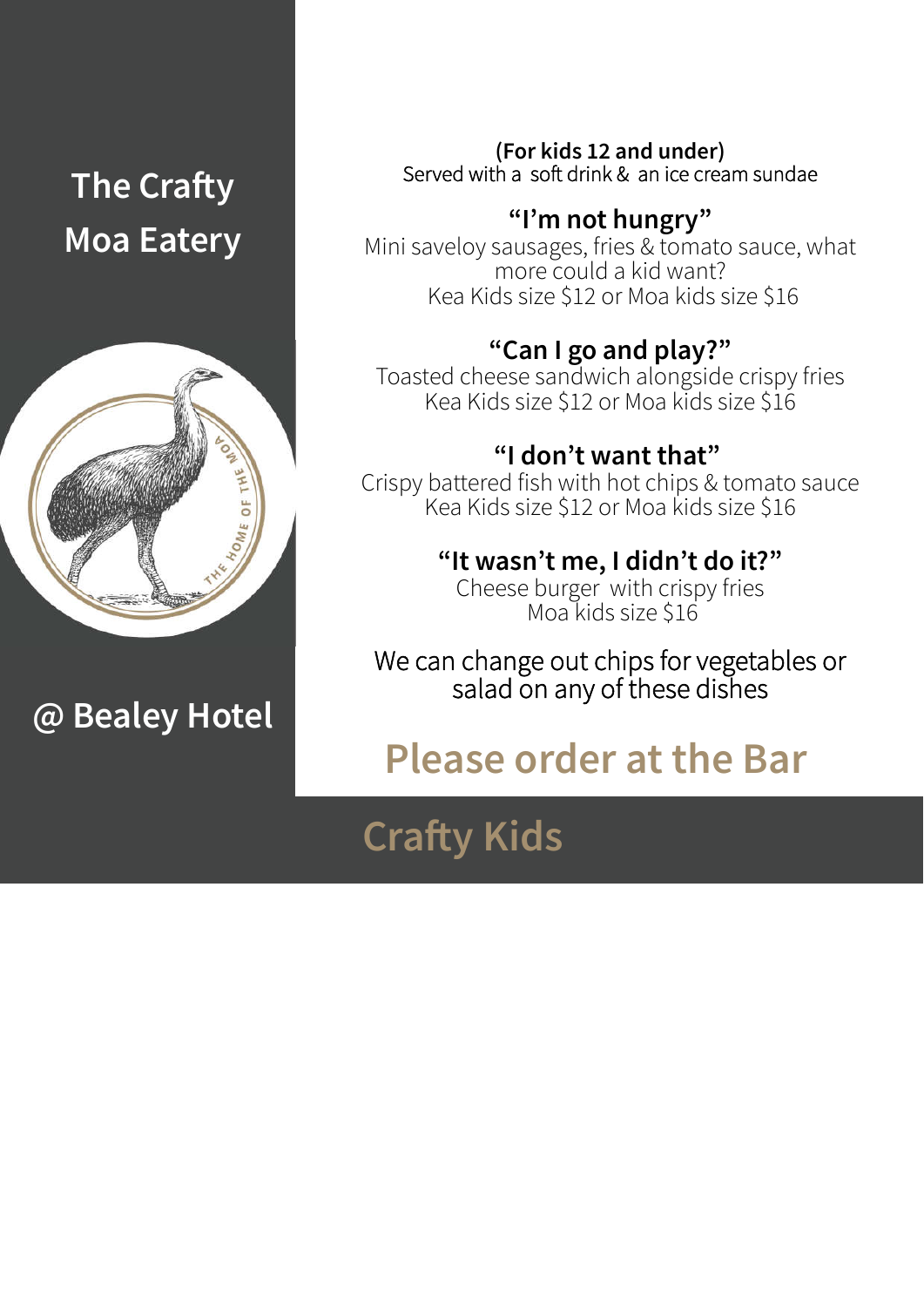# The Crafty Moa Eatery

THE HOME OF THE MOA

## @ Bealey Hotel

**(For kids 12 and under)**
Served with a soft drink & an ice cream sundae

### "I'm not hungry"

Mini saveloy sausages, fries & tomato sauce, what more could a kid want?
Kea Kids size $12 or Moa kids size $16

### "Can I go and play?"

Toasted cheese sandwich alongside crispy fries
Kea Kids size $12 or Moa kids size $16

### "I don't want that"

Crispy battered fish with hot chips & tomato sauce
Kea Kids size $12 or Moa kids size $16

### "It wasn't me, I didn't do it?"

Cheese burger with crispy fries
Moa kids size $16

We can change out chips for vegetables or salad on any of these dishes

## Please order at the Bar

## Crafty Kids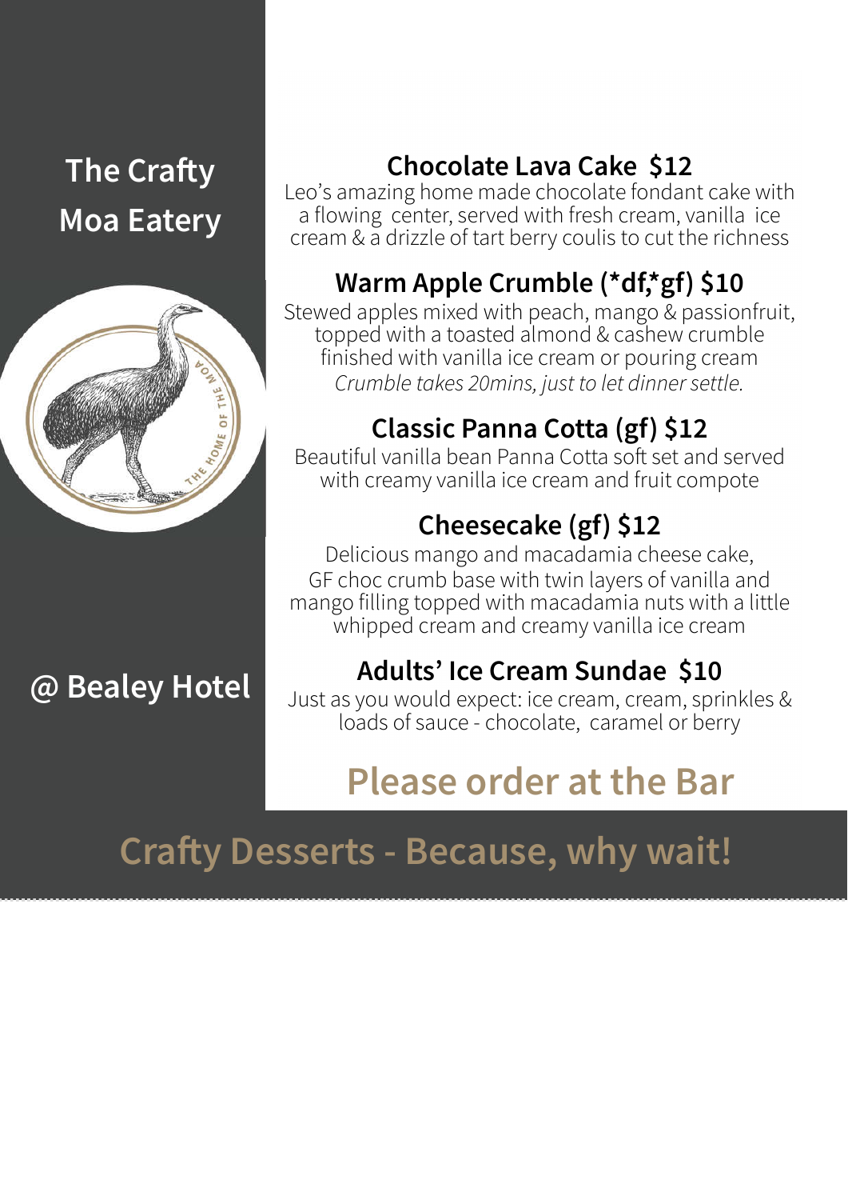# The Crafty Moa Eatery

## @ Bealey Hotel

### Chocolate Lava Cake $12

Leo's amazing home made chocolate fondant cake with a flowing center, served with fresh cream, vanilla ice cream & a drizzle of tart berry coulis to cut the richness

### Warm Apple Crumble (*df,*gf) $10

Stewed apples mixed with peach, mango & passionfruit, topped with a toasted almond & cashew crumble finished with vanilla ice cream or pouring cream

*Crumble takes 20mins, just to let dinner settle.*

### Classic Panna Cotta (gf) $12

Beautiful vanilla bean Panna Cotta soft set and served with creamy vanilla ice cream and fruit compote

### Cheesecake (gf) $12

Delicious mango and macadamia cheese cake, GF choc crumb base with twin layers of vanilla and mango filling topped with macadamia nuts with a little whipped cream and creamy vanilla ice cream

### Adults' Ice Cream Sundae $10

Just as you would expect: ice cream, cream, sprinkles & loads of sauce - chocolate, caramel or berry

## Please order at the Bar

## Crafty Desserts - Because, why wait!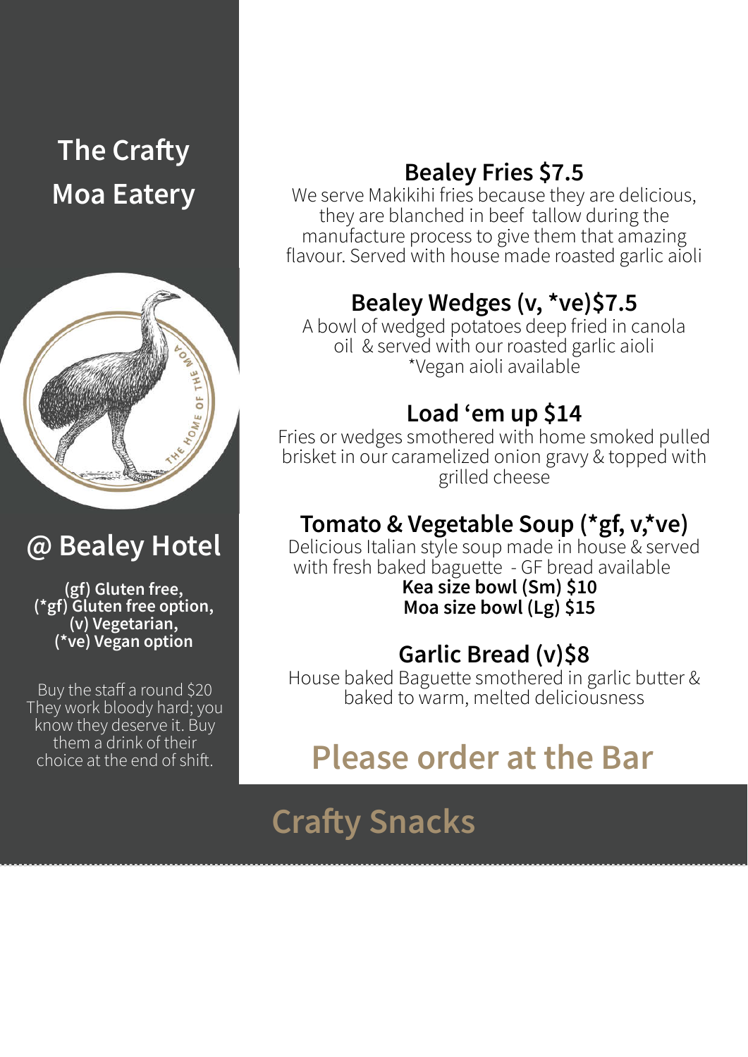# The Crafty Moa Eatery

## @ Bealey Hotel

**(gf) Gluten free,**
**(*gf) Gluten free option,**
**(v) Vegetarian,**
**(*ve) Vegan option**

Buy the staff a round $20
They work bloody hard; you know they deserve it. Buy them a drink of their choice at the end of shift.

### Bealey Fries $7.5

We serve Makikihi fries because they are delicious, they are blanched in beef tallow during the manufacture process to give them that amazing flavour. Served with house made roasted garlic aioli

### Bealey Wedges (v, *ve)$7.5

A bowl of wedged potatoes deep fried in canola oil & served with our roasted garlic aioli
*Vegan aioli available

### Load 'em up $14

Fries or wedges smothered with home smoked pulled brisket in our caramelized onion gravy & topped with grilled cheese

### Tomato & Vegetable Soup (*gf, v,*ve)

Delicious Italian style soup made in house & served with fresh baked baguette - GF bread available
**Kea size bowl (Sm) $10**
**Moa size bowl (Lg) $15**

### Garlic Bread (v)$8

House baked Baguette smothered in garlic butter & baked to warm, melted deliciousness

## Please order at the Bar

## Crafty Snacks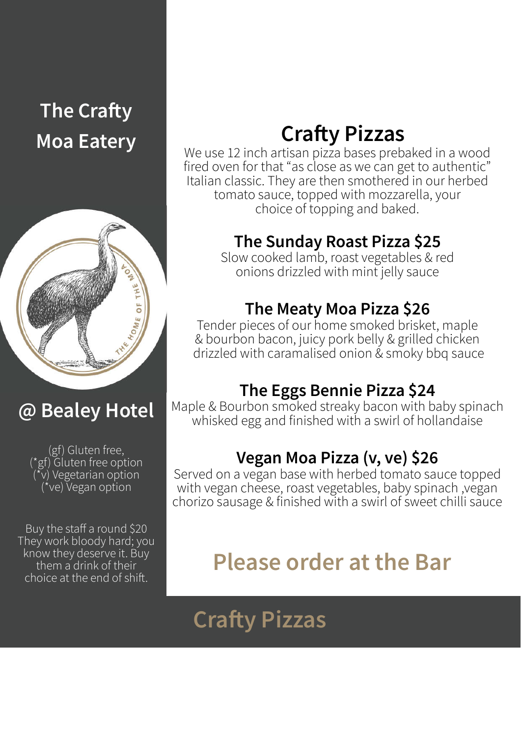## The Crafty Moa Eatery

## @ Bealey Hotel

(gf) Gluten free,
(*gf) Gluten free option
(*v) Vegetarian option
(*ve) Vegan option

Buy the staff a round $20
They work bloody hard; you know they deserve it. Buy them a drink of their choice at the end of shift.

# Crafty Pizzas

We use 12 inch artisan pizza bases prebaked in a wood fired oven for that "as close as we can get to authentic" Italian classic. They are then smothered in our herbed tomato sauce, topped with mozzarella, your choice of topping and baked.

### The Sunday Roast Pizza $25

Slow cooked lamb, roast vegetables & red onions drizzled with mint jelly sauce

### The Meaty Moa Pizza $26

Tender pieces of our home smoked brisket, maple & bourbon bacon, juicy pork belly & grilled chicken drizzled with caramalised onion & smoky bbq sauce

### The Eggs Bennie Pizza $24

Maple & Bourbon smoked streaky bacon with baby spinach whisked egg and finished with a swirl of hollandaise

### Vegan Moa Pizza (v, ve) $26

Served on a vegan base with herbed tomato sauce topped with vegan cheese, roast vegetables, baby spinach ,vegan chorizo sausage & finished with a swirl of sweet chilli sauce

## Please order at the Bar

## Crafty Pizzas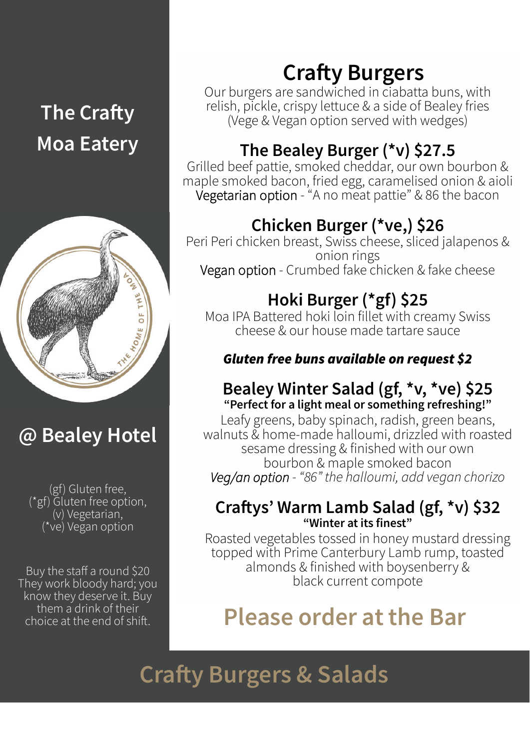# The Crafty Moa Eatery

## @ Bealey Hotel

(gf) Gluten free,
(*gf) Gluten free option,
(v) Vegetarian,
(*ve) Vegan option

Buy the staff a round $20
They work bloody hard; you know they deserve it. Buy them a drink of their choice at the end of shift.

# Crafty Burgers

Our burgers are sandwiched in ciabatta buns, with relish, pickle, crispy lettuce & a side of Bealey fries
(Vege & Vegan option served with wedges)

## The Bealey Burger (*v) $27.5

Grilled beef pattie, smoked cheddar, our own bourbon & maple smoked bacon, fried egg, caramelised onion & aioli
Vegetarian option - "A no meat pattie" & 86 the bacon

## Chicken Burger (*ve,) $26

Peri Peri chicken breast, Swiss cheese, sliced jalapenos & onion rings
Vegan option - Crumbed fake chicken & fake cheese

## Hoki Burger (*gf) $25

Moa IPA Battered hoki loin fillet with creamy Swiss cheese & our house made tartare sauce

***Gluten free buns available on request $2***

## Bealey Winter Salad (gf, *v, *ve) $25

**"Perfect for a light meal or something refreshing!"**

Leafy greens, baby spinach, radish, green beans, walnuts & home-made halloumi, drizzled with roasted sesame dressing & finished with our own bourbon & maple smoked bacon
*Veg/an option - "86" the halloumi, add vegan chorizo*

## Craftys' Warm Lamb Salad (gf, *v) $32

**"Winter at its finest"**

Roasted vegetables tossed in honey mustard dressing topped with Prime Canterbury Lamb rump, toasted almonds & finished with boysenberry & black current compote

## Please order at the Bar

## Crafty Burgers & Salads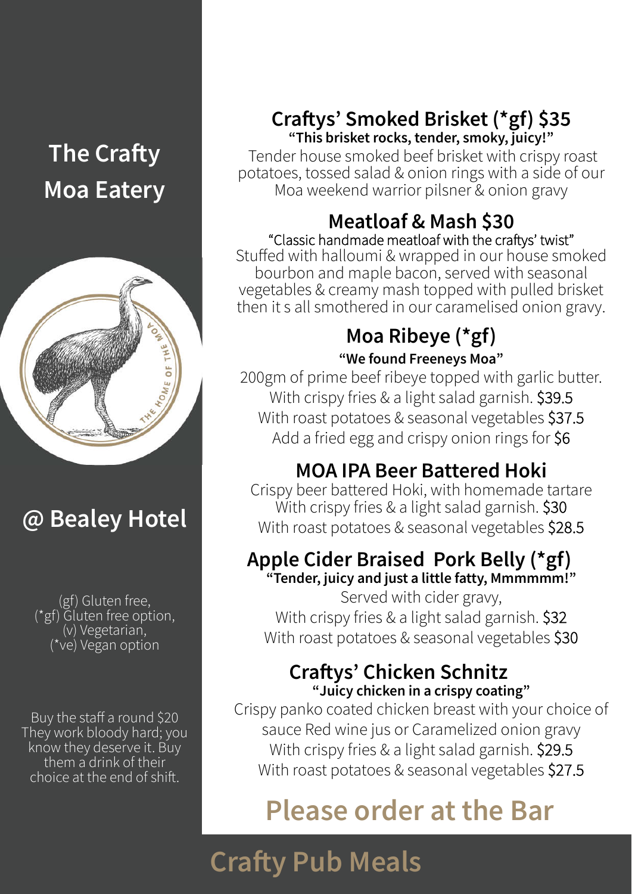# The Crafty Moa Eatery

## @ Bealey Hotel

(gf) Gluten free,
(*gf) Gluten free option,
(v) Vegetarian,
(*ve) Vegan option

Buy the staff a round $20
They work bloody hard; you know they deserve it. Buy them a drink of their choice at the end of shift.

## Craftys' Smoked Brisket (*gf) $35

**"This brisket rocks, tender, smoky, juicy!"**

Tender house smoked beef brisket with crispy roast potatoes, tossed salad & onion rings with a side of our Moa weekend warrior pilsner & onion gravy

## Meatloaf & Mash $30

"Classic handmade meatloaf with the craftys' twist"

Stuffed with halloumi & wrapped in our house smoked bourbon and maple bacon, served with seasonal vegetables & creamy mash topped with pulled brisket then it s all smothered in our caramelised onion gravy.

## Moa Ribeye (*gf)

**"We found Freeneys Moa"**

200gm of prime beef ribeye topped with garlic butter.
With crispy fries & a light salad garnish. $39.5
With roast potatoes & seasonal vegetables $37.5
Add a fried egg and crispy onion rings for $6

## MOA IPA Beer Battered Hoki

Crispy beer battered Hoki, with homemade tartare
With crispy fries & a light salad garnish. $30
With roast potatoes & seasonal vegetables $28.5

## Apple Cider Braised Pork Belly (*gf)

**"Tender, juicy and just a little fatty, Mmmmmm!"**

Served with cider gravy,
With crispy fries & a light salad garnish. $32
With roast potatoes & seasonal vegetables $30

## Craftys' Chicken Schnitz

**"Juicy chicken in a crispy coating"**

Crispy panko coated chicken breast with your choice of sauce Red wine jus or Caramelized onion gravy
With crispy fries & a light salad garnish. $29.5
With roast potatoes & seasonal vegetables $27.5

# Please order at the Bar

# Crafty Pub Meals